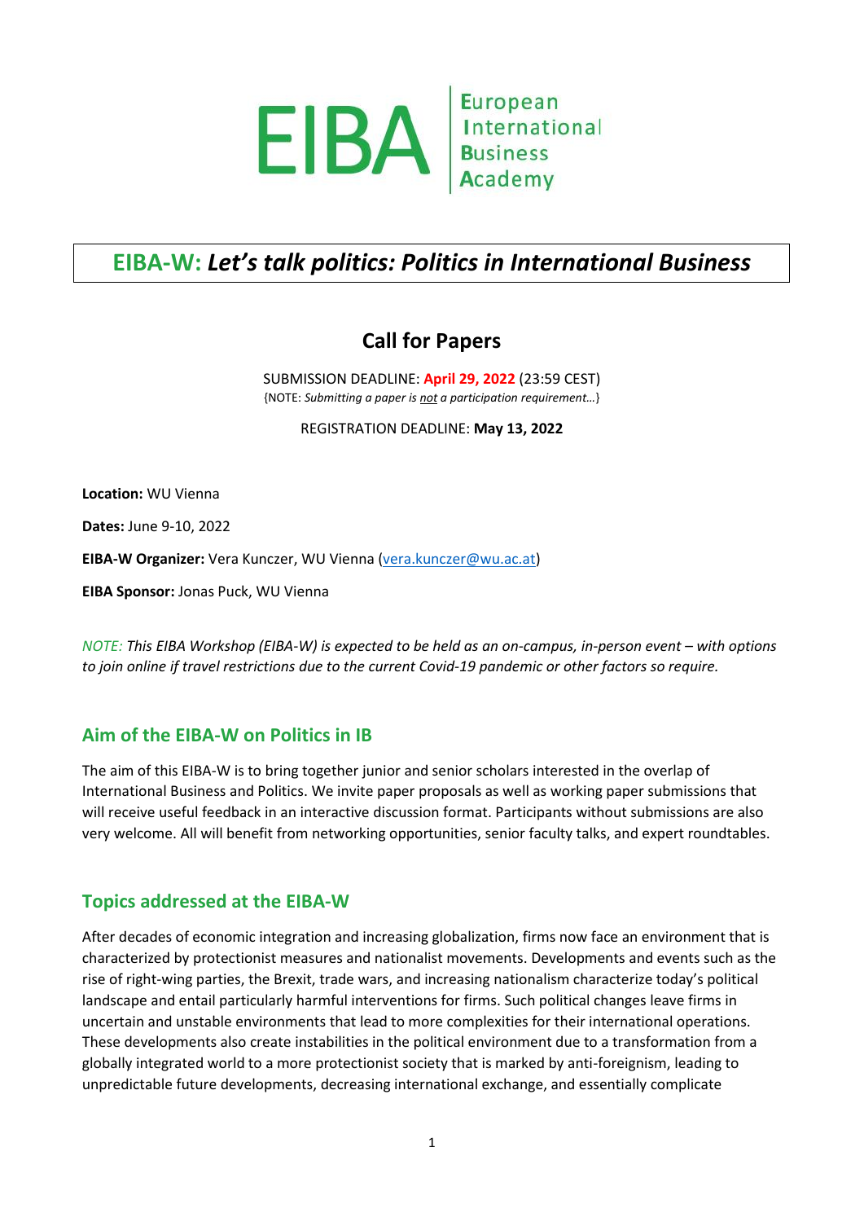EIBA | European International Business Academy

# EIBA-W: *Let's talk politics: Politics in International Business*

## Call for Papers

SUBMISSION DEADLINE: **April 29, 2022** (23:59 CEST)
{NOTE: *Submitting a paper is* *not* *a participation requirement…*}

REGISTRATION DEADLINE: **May 13, 2022**

**Location:** WU Vienna

**Dates:** June 9-10, 2022

**EIBA-W Organizer:** Vera Kunczer, WU Vienna (vera.kunczer@wu.ac.at)

**EIBA Sponsor:** Jonas Puck, WU Vienna

*NOTE: This EIBA Workshop (EIBA-W) is expected to be held as an on-campus, in-person event – with options to join online if travel restrictions due to the current Covid-19 pandemic or other factors so require.*

## Aim of the EIBA-W on Politics in IB

The aim of this EIBA-W is to bring together junior and senior scholars interested in the overlap of International Business and Politics. We invite paper proposals as well as working paper submissions that will receive useful feedback in an interactive discussion format. Participants without submissions are also very welcome. All will benefit from networking opportunities, senior faculty talks, and expert roundtables.

## Topics addressed at the EIBA-W

After decades of economic integration and increasing globalization, firms now face an environment that is characterized by protectionist measures and nationalist movements. Developments and events such as the rise of right-wing parties, the Brexit, trade wars, and increasing nationalism characterize today's political landscape and entail particularly harmful interventions for firms. Such political changes leave firms in uncertain and unstable environments that lead to more complexities for their international operations. These developments also create instabilities in the political environment due to a transformation from a globally integrated world to a more protectionist society that is marked by anti-foreignism, leading to unpredictable future developments, decreasing international exchange, and essentially complicate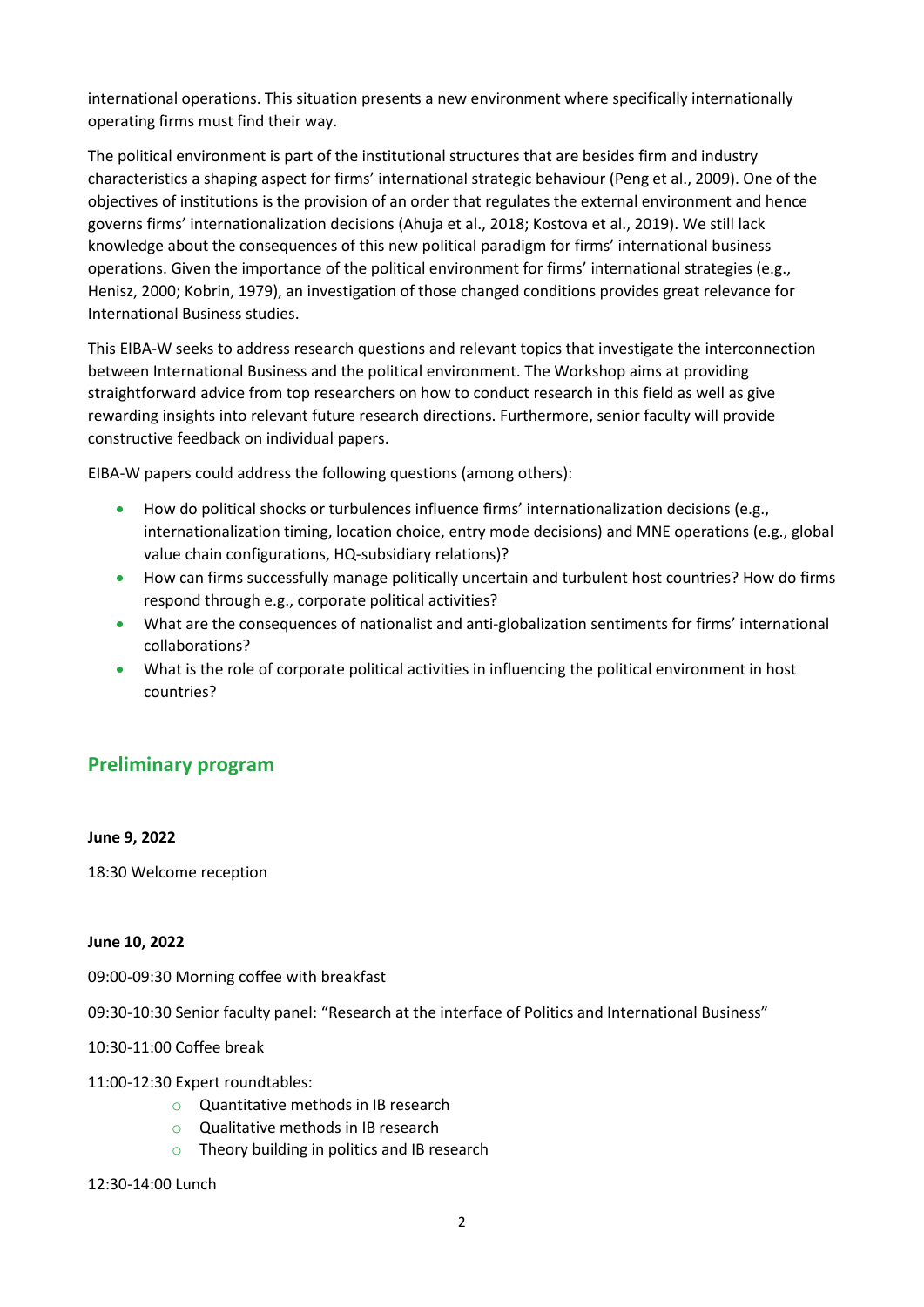international operations. This situation presents a new environment where specifically internationally operating firms must find their way.

The political environment is part of the institutional structures that are besides firm and industry characteristics a shaping aspect for firms' international strategic behaviour (Peng et al., 2009). One of the objectives of institutions is the provision of an order that regulates the external environment and hence governs firms' internationalization decisions (Ahuja et al., 2018; Kostova et al., 2019). We still lack knowledge about the consequences of this new political paradigm for firms' international business operations. Given the importance of the political environment for firms' international strategies (e.g., Henisz, 2000; Kobrin, 1979), an investigation of those changed conditions provides great relevance for International Business studies.

This EIBA-W seeks to address research questions and relevant topics that investigate the interconnection between International Business and the political environment. The Workshop aims at providing straightforward advice from top researchers on how to conduct research in this field as well as give rewarding insights into relevant future research directions. Furthermore, senior faculty will provide constructive feedback on individual papers.

EIBA-W papers could address the following questions (among others):

- How do political shocks or turbulences influence firms' internationalization decisions (e.g., internationalization timing, location choice, entry mode decisions) and MNE operations (e.g., global value chain configurations, HQ-subsidiary relations)?
- How can firms successfully manage politically uncertain and turbulent host countries? How do firms respond through e.g., corporate political activities?
- What are the consequences of nationalist and anti-globalization sentiments for firms' international collaborations?
- What is the role of corporate political activities in influencing the political environment in host countries?

## Preliminary program

**June 9, 2022**

18:30 Welcome reception

**June 10, 2022**

09:00-09:30 Morning coffee with breakfast

09:30-10:30 Senior faculty panel: "Research at the interface of Politics and International Business"

10:30-11:00 Coffee break

11:00-12:30 Expert roundtables:

- Quantitative methods in IB research
- Qualitative methods in IB research
- Theory building in politics and IB research

12:30-14:00 Lunch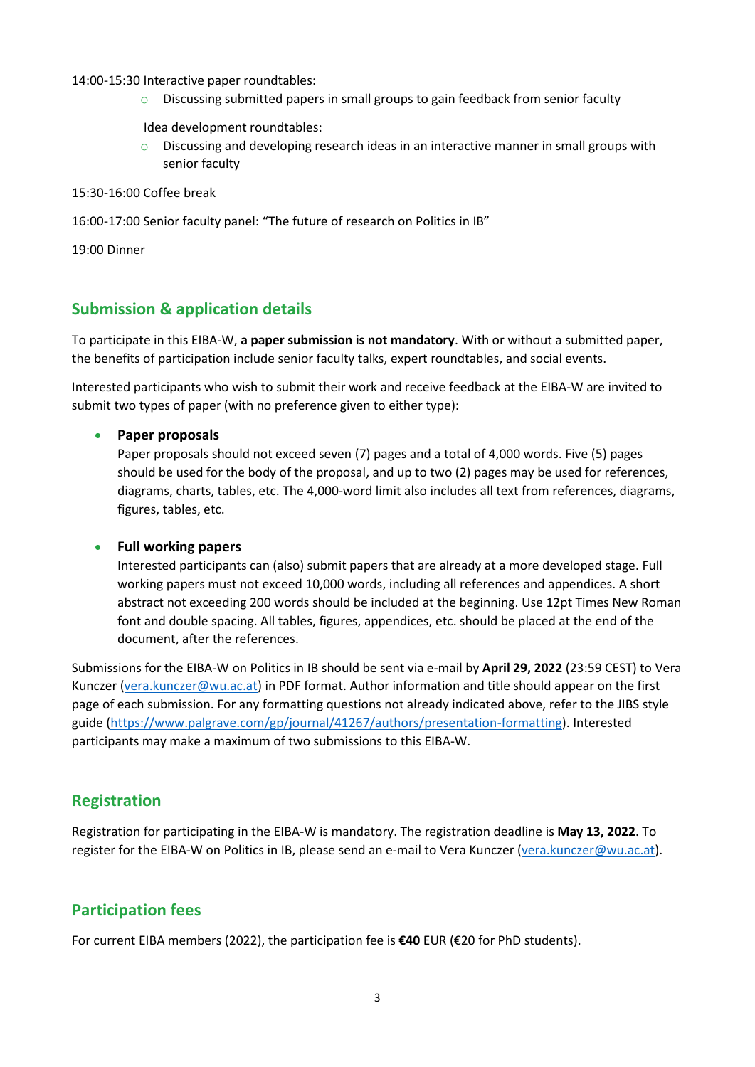14:00-15:30 Interactive paper roundtables:

- Discussing submitted papers in small groups to gain feedback from senior faculty

Idea development roundtables:

- Discussing and developing research ideas in an interactive manner in small groups with senior faculty

15:30-16:00 Coffee break

16:00-17:00 Senior faculty panel: “The future of research on Politics in IB”

19:00 Dinner

## Submission & application details

To participate in this EIBA-W, **a paper submission is not mandatory**. With or without a submitted paper, the benefits of participation include senior faculty talks, expert roundtables, and social events.

Interested participants who wish to submit their work and receive feedback at the EIBA-W are invited to submit two types of paper (with no preference given to either type):

- **Paper proposals**
  Paper proposals should not exceed seven (7) pages and a total of 4,000 words. Five (5) pages should be used for the body of the proposal, and up to two (2) pages may be used for references, diagrams, charts, tables, etc. The 4,000-word limit also includes all text from references, diagrams, figures, tables, etc.

- **Full working papers**
  Interested participants can (also) submit papers that are already at a more developed stage. Full working papers must not exceed 10,000 words, including all references and appendices. A short abstract not exceeding 200 words should be included at the beginning. Use 12pt Times New Roman font and double spacing. All tables, figures, appendices, etc. should be placed at the end of the document, after the references.

Submissions for the EIBA-W on Politics in IB should be sent via e-mail by **April 29, 2022** (23:59 CEST) to Vera Kunczer (vera.kunczer@wu.ac.at) in PDF format. Author information and title should appear on the first page of each submission. For any formatting questions not already indicated above, refer to the JIBS style guide (https://www.palgrave.com/gp/journal/41267/authors/presentation-formatting). Interested participants may make a maximum of two submissions to this EIBA-W.

## Registration

Registration for participating in the EIBA-W is mandatory. The registration deadline is **May 13, 2022**. To register for the EIBA-W on Politics in IB, please send an e-mail to Vera Kunczer (vera.kunczer@wu.ac.at).

## Participation fees

For current EIBA members (2022), the participation fee is **€40** EUR (€20 for PhD students).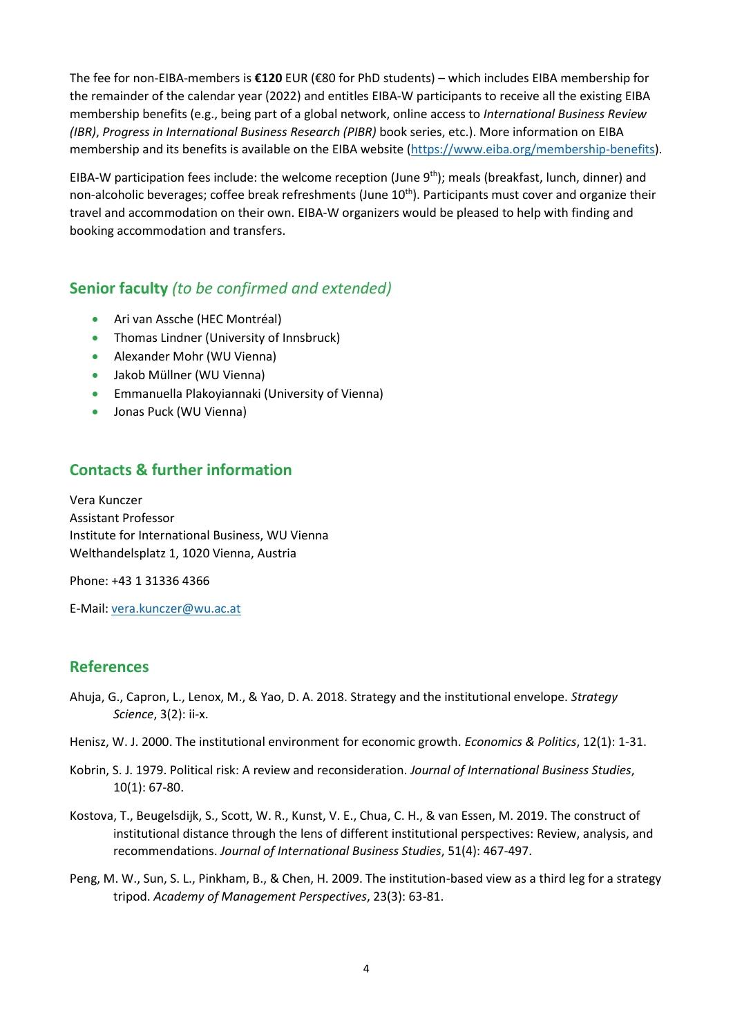The fee for non-EIBA-members is **€120** EUR (€80 for PhD students) – which includes EIBA membership for the remainder of the calendar year (2022) and entitles EIBA-W participants to receive all the existing EIBA membership benefits (e.g., being part of a global network, online access to *International Business Review (IBR)*, *Progress in International Business Research (PIBR)* book series, etc.). More information on EIBA membership and its benefits is available on the EIBA website (https://www.eiba.org/membership-benefits).

EIBA-W participation fees include: the welcome reception (June 9th); meals (breakfast, lunch, dinner) and non-alcoholic beverages; coffee break refreshments (June 10th). Participants must cover and organize their travel and accommodation on their own. EIBA-W organizers would be pleased to help with finding and booking accommodation and transfers.

## Senior faculty *(to be confirmed and extended)*

- Ari van Assche (HEC Montréal)
- Thomas Lindner (University of Innsbruck)
- Alexander Mohr (WU Vienna)
- Jakob Müllner (WU Vienna)
- Emmanuella Plakoyiannaki (University of Vienna)
- Jonas Puck (WU Vienna)

## Contacts & further information

Vera Kunczer
Assistant Professor
Institute for International Business, WU Vienna
Welthandelsplatz 1, 1020 Vienna, Austria

Phone: +43 1 31336 4366

E-Mail: vera.kunczer@wu.ac.at

## References

Ahuja, G., Capron, L., Lenox, M., & Yao, D. A. 2018. Strategy and the institutional envelope. *Strategy Science*, 3(2): ii-x.

Henisz, W. J. 2000. The institutional environment for economic growth. *Economics & Politics*, 12(1): 1-31.

Kobrin, S. J. 1979. Political risk: A review and reconsideration. *Journal of International Business Studies*, 10(1): 67-80.

Kostova, T., Beugelsdijk, S., Scott, W. R., Kunst, V. E., Chua, C. H., & van Essen, M. 2019. The construct of institutional distance through the lens of different institutional perspectives: Review, analysis, and recommendations. *Journal of International Business Studies*, 51(4): 467-497.

Peng, M. W., Sun, S. L., Pinkham, B., & Chen, H. 2009. The institution-based view as a third leg for a strategy tripod. *Academy of Management Perspectives*, 23(3): 63-81.